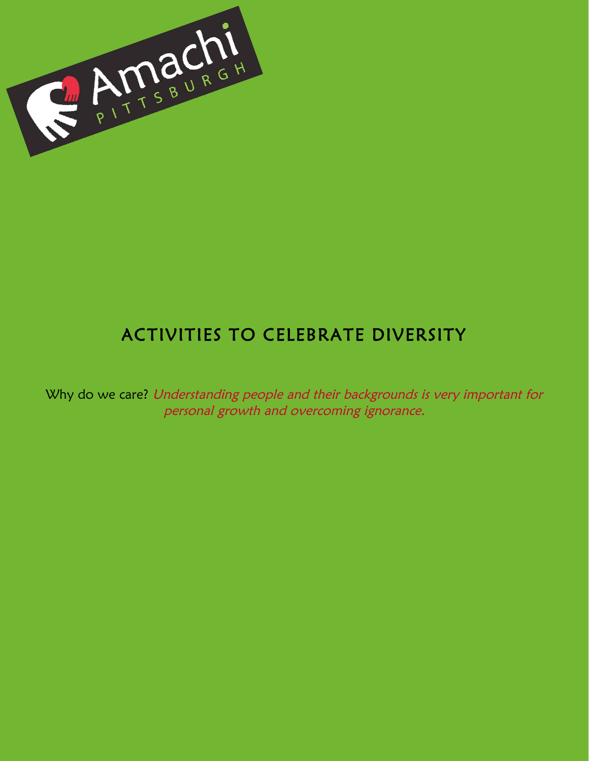Amachi PITTSBURGH

# ACTIVITIES TO CELEBRATE DIVERSITY

Why do we care? *Understanding people and their backgrounds is very important for personal growth and overcoming ignorance.*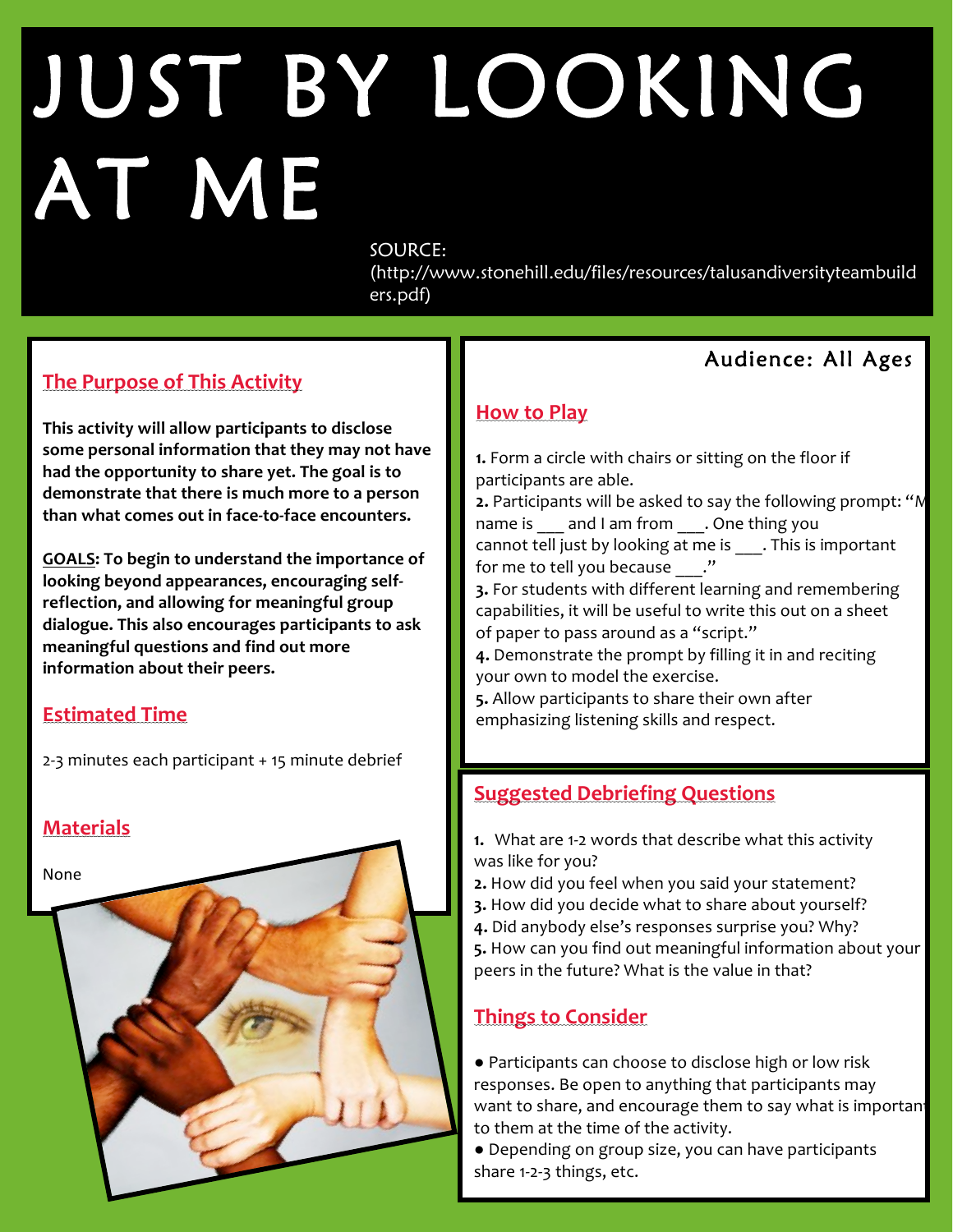# JUST BY LOOKING AT ME

SOURCE: (http://www.stonehill.edu/files/resources/talusandiversityteambuilders.pdf)

## The Purpose of This Activity

**This activity will allow participants to disclose some personal information that they may not have had the opportunity to share yet. The goal is to demonstrate that there is much more to a person than what comes out in face-to-face encounters.**

**GOALS: To begin to understand the importance of looking beyond appearances, encouraging self-reflection, and allowing for meaningful group dialogue. This also encourages participants to ask meaningful questions and find out more information about their peers.**

## Estimated Time

2-3 minutes each participant + 15 minute debrief

## Materials

None

Audience: All Ages

## How to Play

**1.** Form a circle with chairs or sitting on the floor if participants are able.
**2.** Participants will be asked to say the following prompt: "My name is ___ and I am from ___. One thing you cannot tell just by looking at me is ___. This is important for me to tell you because ___."
**3.** For students with different learning and remembering capabilities, it will be useful to write this out on a sheet of paper to pass around as a "script."
**4.** Demonstrate the prompt by filling it in and reciting your own to model the exercise.
**5.** Allow participants to share their own after emphasizing listening skills and respect.

## Suggested Debriefing Questions

**1.** What are 1-2 words that describe what this activity was like for you?
**2.** How did you feel when you said your statement?
**3.** How did you decide what to share about yourself?
**4.** Did anybody else's responses surprise you? Why?
**5.** How can you find out meaningful information about your peers in the future? What is the value in that?

## Things to Consider

- Participants can choose to disclose high or low risk responses. Be open to anything that participants may want to share, and encourage them to say what is important to them at the time of the activity.
- Depending on group size, you can have participants share 1-2-3 things, etc.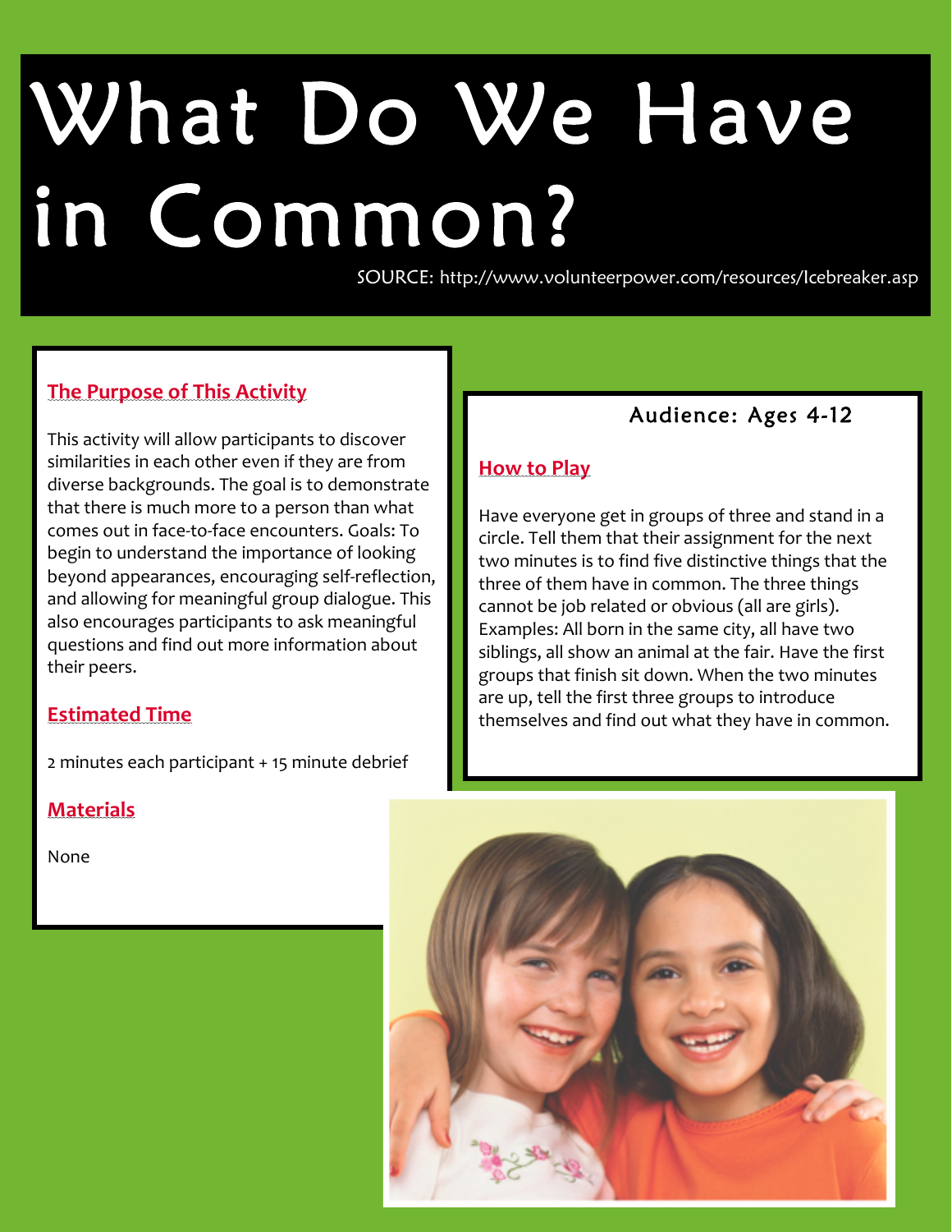# What Do We Have in Common?

SOURCE: http://www.volunteerpower.com/resources/Icebreaker.asp

## The Purpose of This Activity

This activity will allow participants to discover similarities in each other even if they are from diverse backgrounds. The goal is to demonstrate that there is much more to a person than what comes out in face-to-face encounters. Goals: To begin to understand the importance of looking beyond appearances, encouraging self-reflection, and allowing for meaningful group dialogue. This also encourages participants to ask meaningful questions and find out more information about their peers.

## Estimated Time

2 minutes each participant + 15 minute debrief

## Materials

None

Audience: Ages 4-12

## How to Play

Have everyone get in groups of three and stand in a circle. Tell them that their assignment for the next two minutes is to find five distinctive things that the three of them have in common. The three things cannot be job related or obvious (all are girls). Examples: All born in the same city, all have two siblings, all show an animal at the fair. Have the first groups that finish sit down. When the two minutes are up, tell the first three groups to introduce themselves and find out what they have in common.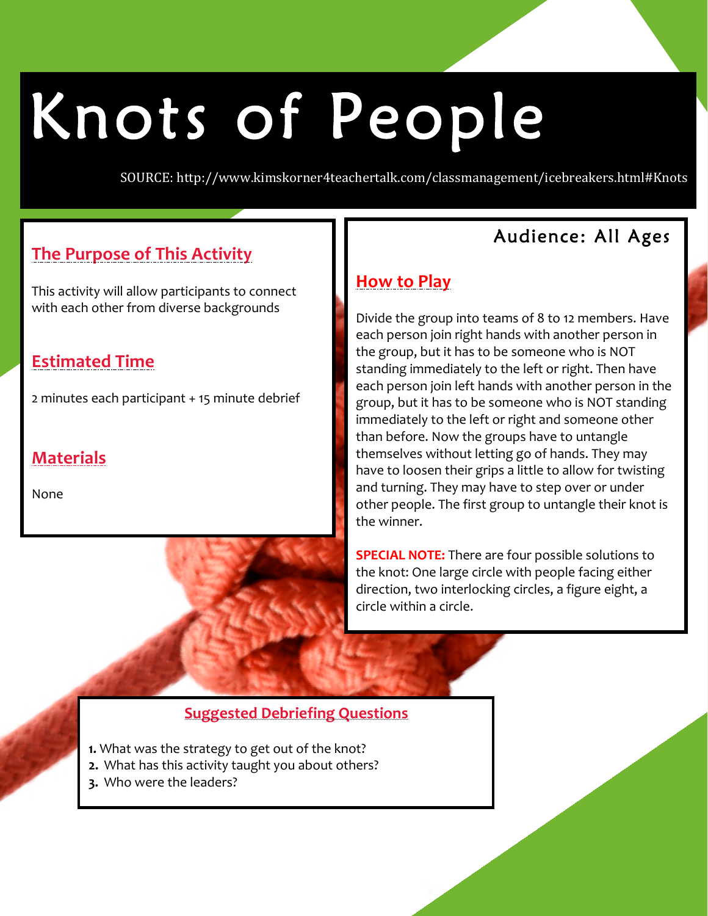# Knots of People

SOURCE: http://www.kimskorner4teachertalk.com/classmanagement/icebreakers.html#Knots

## The Purpose of This Activity

This activity will allow participants to connect with each other from diverse backgrounds

## Estimated Time

2 minutes each participant + 15 minute debrief

## Materials

None

## Audience: All Ages

## How to Play

Divide the group into teams of 8 to 12 members. Have each person join right hands with another person in the group, but it has to be someone who is NOT standing immediately to the left or right. Then have each person join left hands with another person in the group, but it has to be someone who is NOT standing immediately to the left or right and someone other than before. Now the groups have to untangle themselves without letting go of hands. They may have to loosen their grips a little to allow for twisting and turning. They may have to step over or under other people. The first group to untangle their knot is the winner.

**SPECIAL NOTE:** There are four possible solutions to the knot: One large circle with people facing either direction, two interlocking circles, a figure eight, a circle within a circle.

## Suggested Debriefing Questions

1. What was the strategy to get out of the knot?
2. What has this activity taught you about others?
3. Who were the leaders?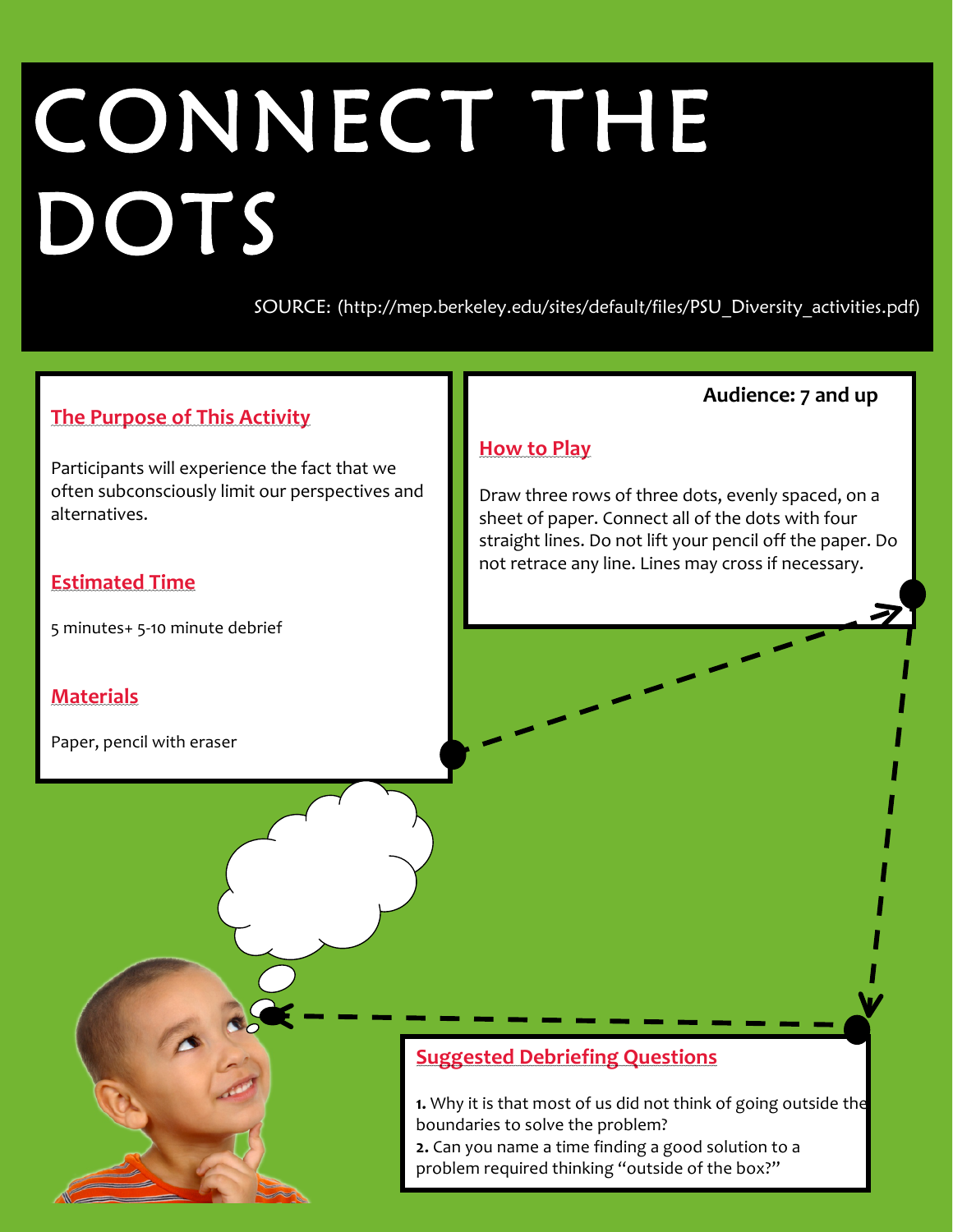# CONNECT THE DOTS

SOURCE: (http://mep.berkeley.edu/sites/default/files/PSU_Diversity_activities.pdf)

## The Purpose of This Activity

Participants will experience the fact that we often subconsciously limit our perspectives and alternatives.

## Estimated Time

5 minutes+ 5-10 minute debrief

## Materials

Paper, pencil with eraser

**Audience: 7 and up**

## How to Play

Draw three rows of three dots, evenly spaced, on a sheet of paper. Connect all of the dots with four straight lines. Do not lift your pencil off the paper. Do not retrace any line. Lines may cross if necessary.

## Suggested Debriefing Questions

**1.** Why it is that most of us did not think of going outside the boundaries to solve the problem?
**2.** Can you name a time finding a good solution to a problem required thinking "outside of the box?"